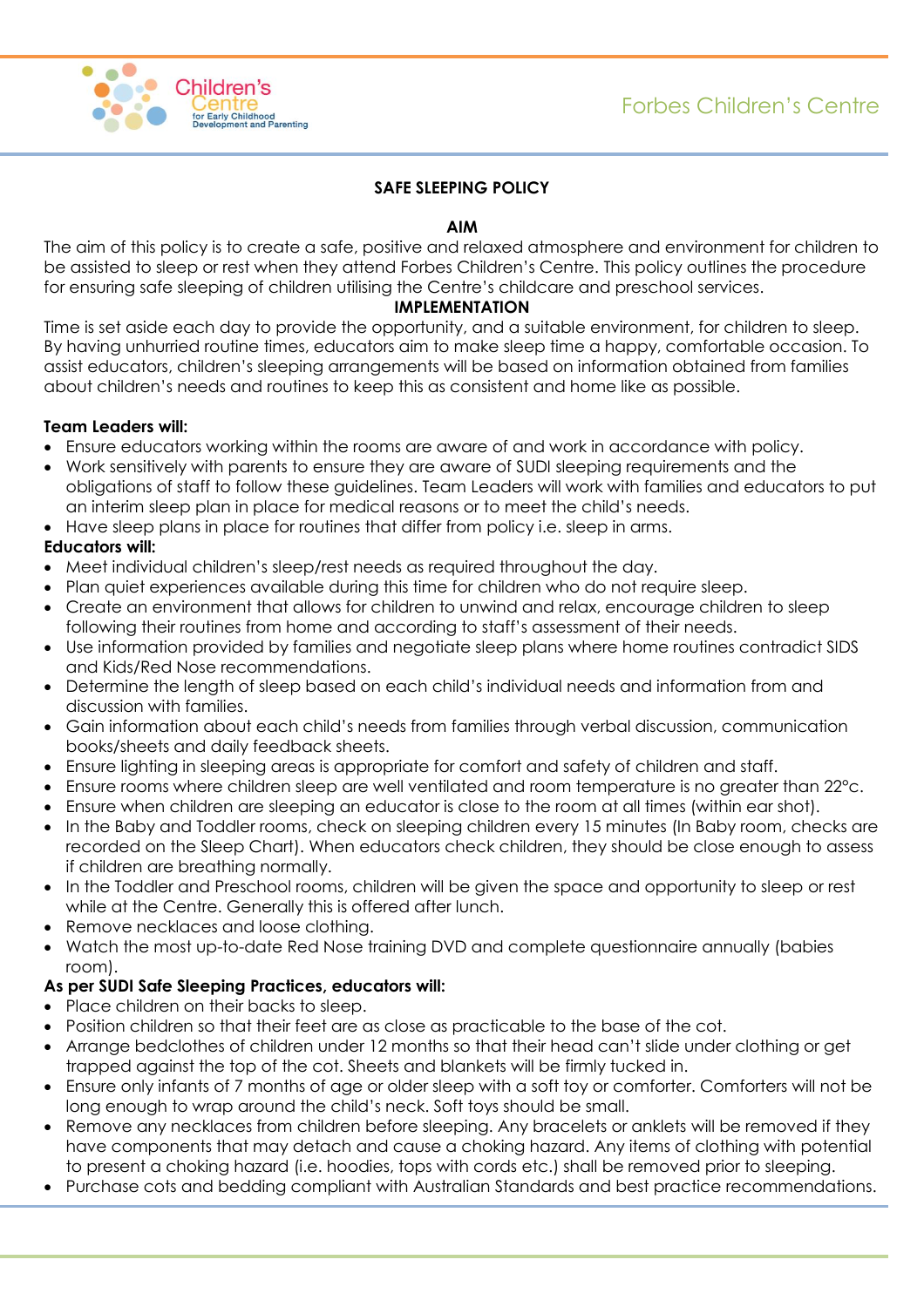# SAFE SLEEPING POLICY

## AIM

The aim of this policy is to create a safe, positive and relaxed atmosphere and environment for children to be assisted to sleep or rest when they attend Forbes Children's Centre. This policy outlines the procedure for ensuring safe sleeping of children utilising the Centre's childcare and preschool services.

## IMPLEMENTATION

Time is set aside each day to provide the opportunity, and a suitable environment, for children to sleep. By having unhurried routine times, educators aim to make sleep time a happy, comfortable occasion. To assist educators, children's sleeping arrangements will be based on information obtained from families about children's needs and routines to keep this as consistent and home like as possible.

**Team Leaders will:**

- Ensure educators working within the rooms are aware of and work in accordance with policy.
- Work sensitively with parents to ensure they are aware of SUDI sleeping requirements and the obligations of staff to follow these guidelines. Team Leaders will work with families and educators to put an interim sleep plan in place for medical reasons or to meet the child's needs.
- Have sleep plans in place for routines that differ from policy i.e. sleep in arms.

**Educators will:**

- Meet individual children's sleep/rest needs as required throughout the day.
- Plan quiet experiences available during this time for children who do not require sleep.
- Create an environment that allows for children to unwind and relax, encourage children to sleep following their routines from home and according to staff's assessment of their needs.
- Use information provided by families and negotiate sleep plans where home routines contradict SIDS and Kids/Red Nose recommendations.
- Determine the length of sleep based on each child's individual needs and information from and discussion with families.
- Gain information about each child's needs from families through verbal discussion, communication books/sheets and daily feedback sheets.
- Ensure lighting in sleeping areas is appropriate for comfort and safety of children and staff.
- Ensure rooms where children sleep are well ventilated and room temperature is no greater than 22°c.
- Ensure when children are sleeping an educator is close to the room at all times (within ear shot).
- In the Baby and Toddler rooms, check on sleeping children every 15 minutes (In Baby room, checks are recorded on the Sleep Chart). When educators check children, they should be close enough to assess if children are breathing normally.
- In the Toddler and Preschool rooms, children will be given the space and opportunity to sleep or rest while at the Centre. Generally this is offered after lunch.
- Remove necklaces and loose clothing.
- Watch the most up-to-date Red Nose training DVD and complete questionnaire annually (babies room).

**As per SUDI Safe Sleeping Practices, educators will:**

- Place children on their backs to sleep.
- Position children so that their feet are as close as practicable to the base of the cot.
- Arrange bedclothes of children under 12 months so that their head can't slide under clothing or get trapped against the top of the cot. Sheets and blankets will be firmly tucked in.
- Ensure only infants of 7 months of age or older sleep with a soft toy or comforter. Comforters will not be long enough to wrap around the child's neck. Soft toys should be small.
- Remove any necklaces from children before sleeping. Any bracelets or anklets will be removed if they have components that may detach and cause a choking hazard. Any items of clothing with potential to present a choking hazard (i.e. hoodies, tops with cords etc.) shall be removed prior to sleeping.
- Purchase cots and bedding compliant with Australian Standards and best practice recommendations.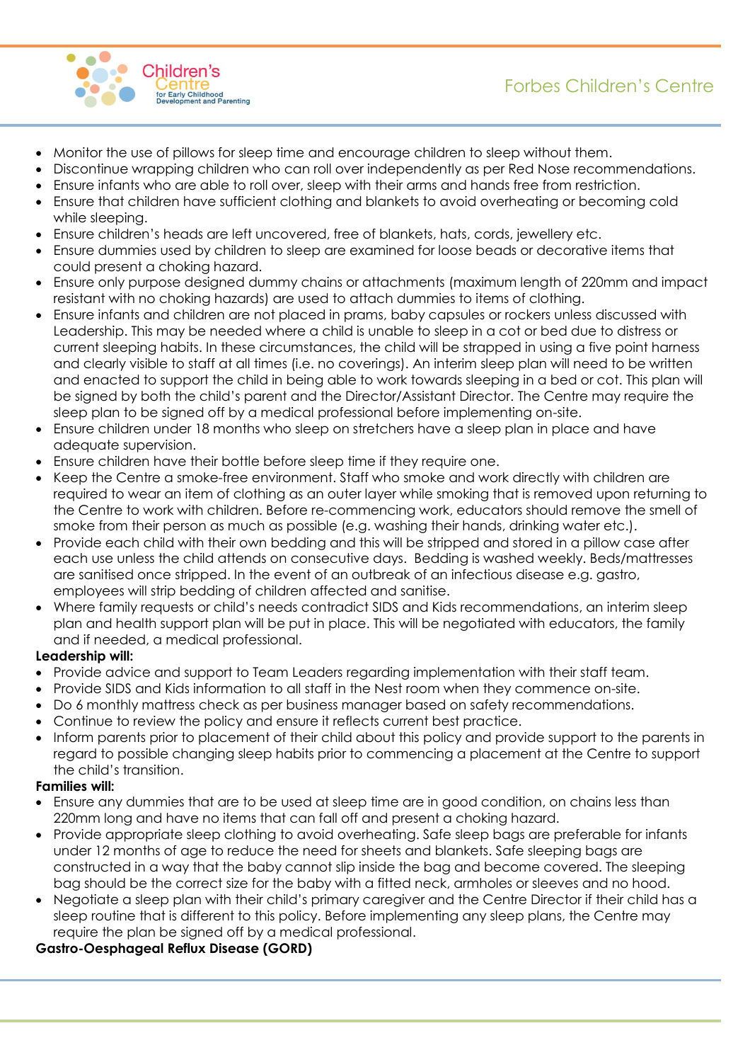- Monitor the use of pillows for sleep time and encourage children to sleep without them.
- Discontinue wrapping children who can roll over independently as per Red Nose recommendations.
- Ensure infants who are able to roll over, sleep with their arms and hands free from restriction.
- Ensure that children have sufficient clothing and blankets to avoid overheating or becoming cold while sleeping.
- Ensure children's heads are left uncovered, free of blankets, hats, cords, jewellery etc.
- Ensure dummies used by children to sleep are examined for loose beads or decorative items that could present a choking hazard.
- Ensure only purpose designed dummy chains or attachments (maximum length of 220mm and impact resistant with no choking hazards) are used to attach dummies to items of clothing.
- Ensure infants and children are not placed in prams, baby capsules or rockers unless discussed with Leadership. This may be needed where a child is unable to sleep in a cot or bed due to distress or current sleeping habits. In these circumstances, the child will be strapped in using a five point harness and clearly visible to staff at all times (i.e. no coverings). An interim sleep plan will need to be written and enacted to support the child in being able to work towards sleeping in a bed or cot. This plan will be signed by both the child's parent and the Director/Assistant Director. The Centre may require the sleep plan to be signed off by a medical professional before implementing on-site.
- Ensure children under 18 months who sleep on stretchers have a sleep plan in place and have adequate supervision.
- Ensure children have their bottle before sleep time if they require one.
- Keep the Centre a smoke-free environment. Staff who smoke and work directly with children are required to wear an item of clothing as an outer layer while smoking that is removed upon returning to the Centre to work with children. Before re-commencing work, educators should remove the smell of smoke from their person as much as possible (e.g. washing their hands, drinking water etc.).
- Provide each child with their own bedding and this will be stripped and stored in a pillow case after each use unless the child attends on consecutive days. Bedding is washed weekly. Beds/mattresses are sanitised once stripped. In the event of an outbreak of an infectious disease e.g. gastro, employees will strip bedding of children affected and sanitise.
- Where family requests or child's needs contradict SIDS and Kids recommendations, an interim sleep plan and health support plan will be put in place. This will be negotiated with educators, the family and if needed, a medical professional.

**Leadership will:**

- Provide advice and support to Team Leaders regarding implementation with their staff team.
- Provide SIDS and Kids information to all staff in the Nest room when they commence on-site.
- Do 6 monthly mattress check as per business manager based on safety recommendations.
- Continue to review the policy and ensure it reflects current best practice.
- Inform parents prior to placement of their child about this policy and provide support to the parents in regard to possible changing sleep habits prior to commencing a placement at the Centre to support the child's transition.

**Families will:**

- Ensure any dummies that are to be used at sleep time are in good condition, on chains less than 220mm long and have no items that can fall off and present a choking hazard.
- Provide appropriate sleep clothing to avoid overheating. Safe sleep bags are preferable for infants under 12 months of age to reduce the need for sheets and blankets. Safe sleeping bags are constructed in a way that the baby cannot slip inside the bag and become covered. The sleeping bag should be the correct size for the baby with a fitted neck, armholes or sleeves and no hood.
- Negotiate a sleep plan with their child's primary caregiver and the Centre Director if their child has a sleep routine that is different to this policy. Before implementing any sleep plans, the Centre may require the plan be signed off by a medical professional.

**Gastro-Oesphageal Reflux Disease (GORD)**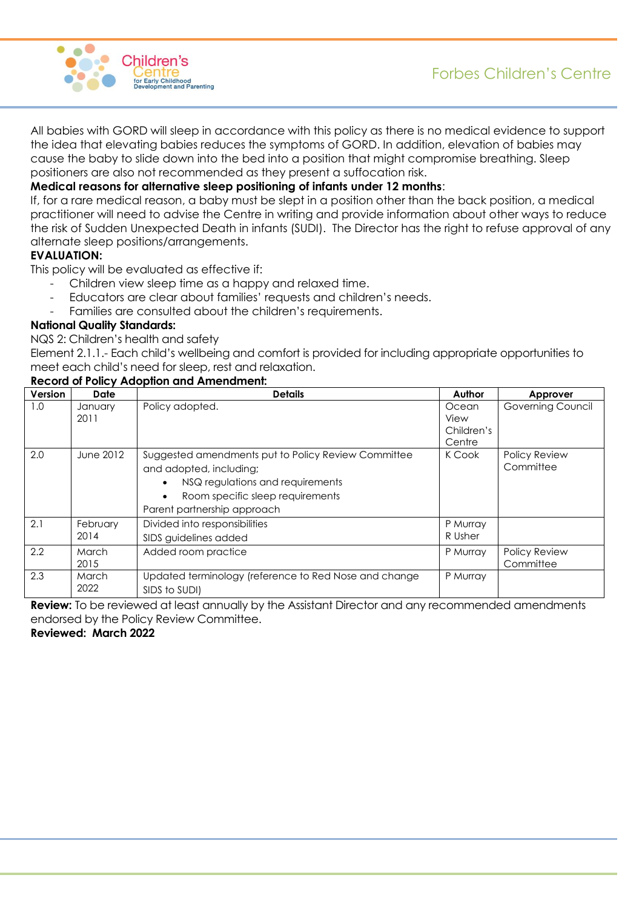All babies with GORD will sleep in accordance with this policy as there is no medical evidence to support the idea that elevating babies reduces the symptoms of GORD. In addition, elevation of babies may cause the baby to slide down into the bed into a position that might compromise breathing. Sleep positioners are also not recommended as they present a suffocation risk.

**Medical reasons for alternative sleep positioning of infants under 12 months**:

If, for a rare medical reason, a baby must be slept in a position other than the back position, a medical practitioner will need to advise the Centre in writing and provide information about other ways to reduce the risk of Sudden Unexpected Death in infants (SUDI). The Director has the right to refuse approval of any alternate sleep positions/arrangements.

**EVALUATION:**

This policy will be evaluated as effective if:

- Children view sleep time as a happy and relaxed time.
- Educators are clear about families' requests and children's needs.
- Families are consulted about the children's requirements.

**National Quality Standards:**

NQS 2: Children's health and safety

Element 2.1.1.- Each child's wellbeing and comfort is provided for including appropriate opportunities to meet each child's need for sleep, rest and relaxation.

**Record of Policy Adoption and Amendment:**

| Version | Date | Details | Author | Approver |
|---|---|---|---|---|
| 1.0 | January 2011 | Policy adopted. | Ocean View Children's Centre | Governing Council |
| 2.0 | June 2012 | Suggested amendments put to Policy Review Committee and adopted, including;<br>• NSQ regulations and requirements<br>• Room specific sleep requirements<br>Parent partnership approach | K Cook | Policy Review Committee |
| 2.1 | February 2014 | Divided into responsibilities<br>SIDS guidelines added | P Murray<br>R Usher | |
| 2.2 | March 2015 | Added room practice | P Murray | Policy Review Committee |
| 2.3 | March 2022 | Updated terminology (reference to Red Nose and change SIDS to SUDI) | P Murray | |

**Review:** To be reviewed at least annually by the Assistant Director and any recommended amendments endorsed by the Policy Review Committee.

**Reviewed: March 2022**